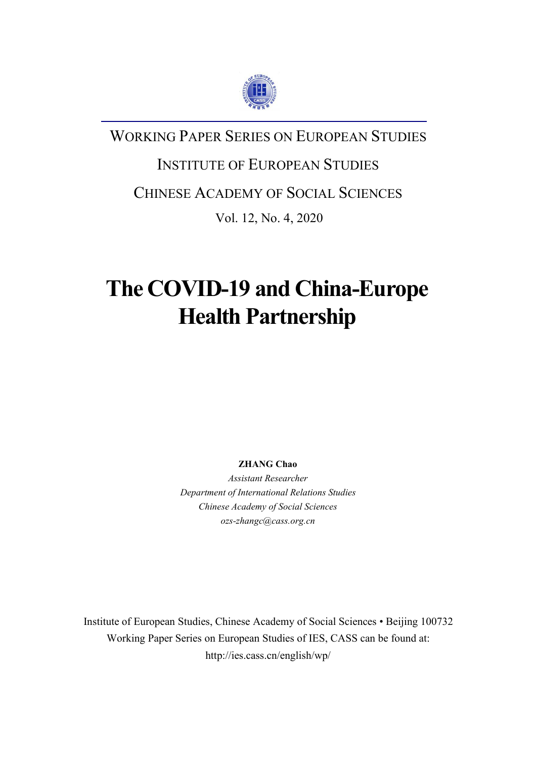WORKING PAPER SERIES ON EUROPEAN STUDIES

INSTITUTE OF EUROPEAN STUDIES

CHINESE ACADEMY OF SOCIAL SCIENCES

Vol. 12, No. 4, 2020

# The COVID-19 and China-Europe Health Partnership

**ZHANG Chao**

*Assistant Researcher*

*Department of International Relations Studies*

*Chinese Academy of Social Sciences*

*ozs-zhangc@cass.org.cn*

Institute of European Studies, Chinese Academy of Social Sciences • Beijing 100732

Working Paper Series on European Studies of IES, CASS can be found at:

http://ies.cass.cn/english/wp/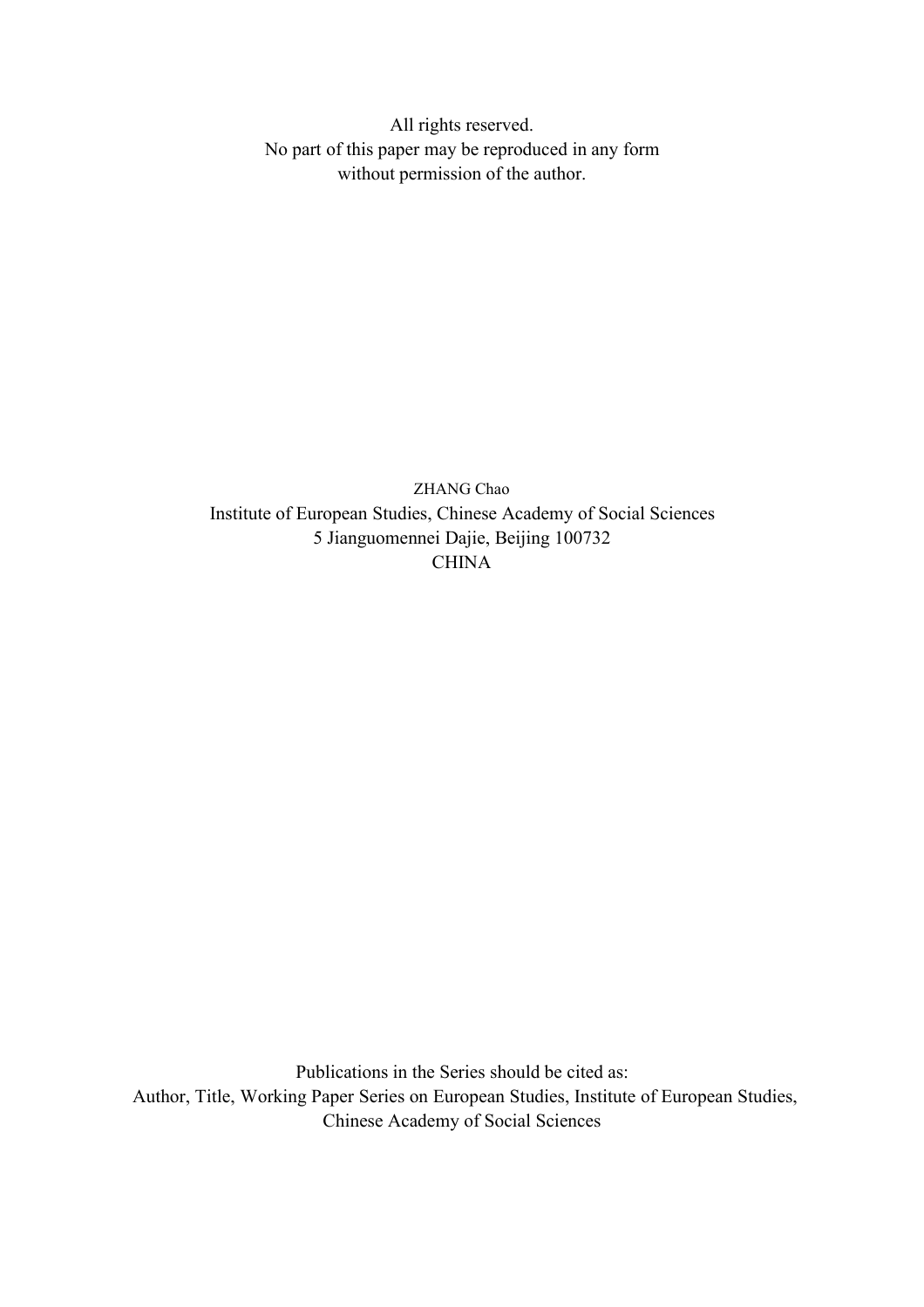All rights reserved.
No part of this paper may be reproduced in any form
without permission of the author.

ZHANG Chao
Institute of European Studies, Chinese Academy of Social Sciences
5 Jianguomennei Dajie, Beijing 100732
CHINA

Publications in the Series should be cited as:
Author, Title, Working Paper Series on European Studies, Institute of European Studies, Chinese Academy of Social Sciences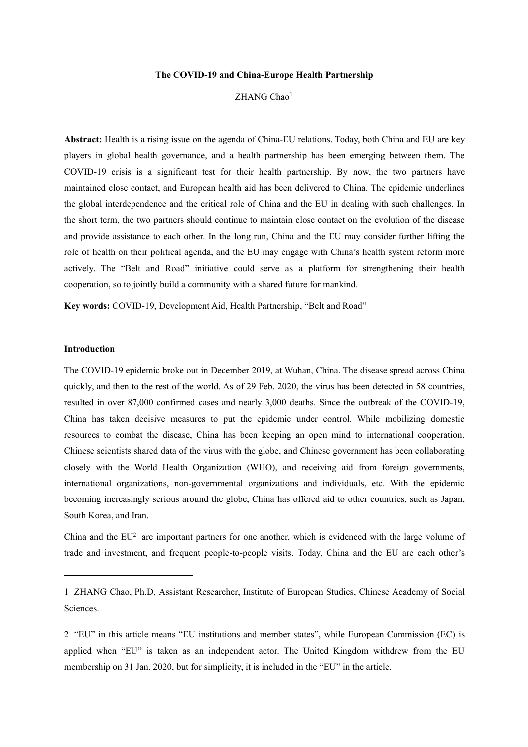**The COVID-19 and China-Europe Health Partnership**

ZHANG Chao[1]

**Abstract:** Health is a rising issue on the agenda of China-EU relations. Today, both China and EU are key players in global health governance, and a health partnership has been emerging between them. The COVID-19 crisis is a significant test for their health partnership. By now, the two partners have maintained close contact, and European health aid has been delivered to China. The epidemic underlines the global interdependence and the critical role of China and the EU in dealing with such challenges. In the short term, the two partners should continue to maintain close contact on the evolution of the disease and provide assistance to each other. In the long run, China and the EU may consider further lifting the role of health on their political agenda, and the EU may engage with China's health system reform more actively. The "Belt and Road" initiative could serve as a platform for strengthening their health cooperation, so to jointly build a community with a shared future for mankind.

**Key words:** COVID-19, Development Aid, Health Partnership, "Belt and Road"

**Introduction**

The COVID-19 epidemic broke out in December 2019, at Wuhan, China. The disease spread across China quickly, and then to the rest of the world. As of 29 Feb. 2020, the virus has been detected in 58 countries, resulted in over 87,000 confirmed cases and nearly 3,000 deaths. Since the outbreak of the COVID-19, China has taken decisive measures to put the epidemic under control. While mobilizing domestic resources to combat the disease, China has been keeping an open mind to international cooperation. Chinese scientists shared data of the virus with the globe, and Chinese government has been collaborating closely with the World Health Organization (WHO), and receiving aid from foreign governments, international organizations, non-governmental organizations and individuals, etc. With the epidemic becoming increasingly serious around the globe, China has offered aid to other countries, such as Japan, South Korea, and Iran.

China and the EU[2] are important partners for one another, which is evidenced with the large volume of trade and investment, and frequent people-to-people visits. Today, China and the EU are each other's

---

1 ZHANG Chao, Ph.D, Assistant Researcher, Institute of European Studies, Chinese Academy of Social Sciences.

2 "EU" in this article means "EU institutions and member states", while European Commission (EC) is applied when "EU" is taken as an independent actor. The United Kingdom withdrew from the EU membership on 31 Jan. 2020, but for simplicity, it is included in the "EU" in the article.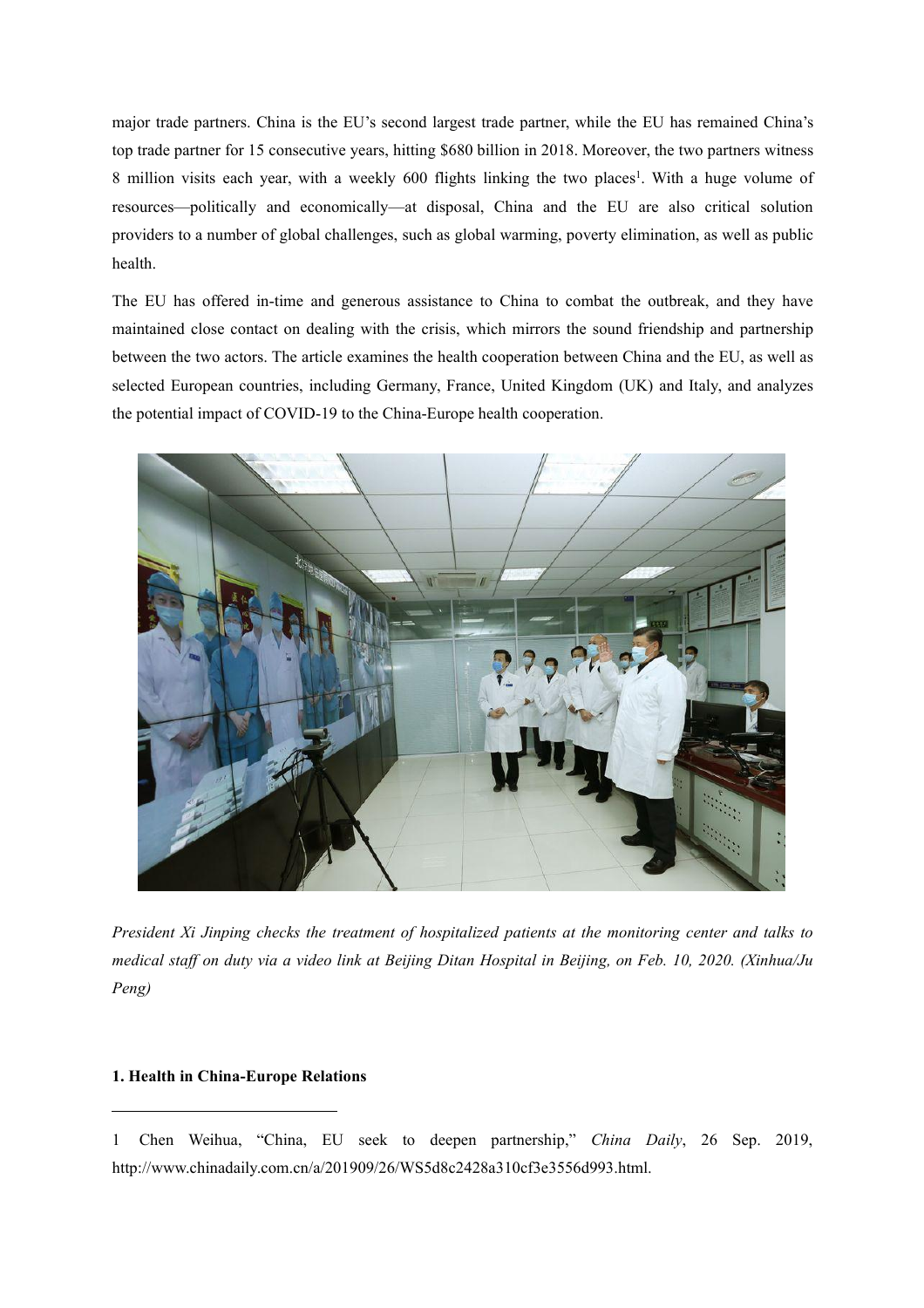major trade partners. China is the EU's second largest trade partner, while the EU has remained China's top trade partner for 15 consecutive years, hitting $680 billion in 2018. Moreover, the two partners witness 8 million visits each year, with a weekly 600 flights linking the two places[1]. With a huge volume of resources—politically and economically—at disposal, China and the EU are also critical solution providers to a number of global challenges, such as global warming, poverty elimination, as well as public health.

The EU has offered in-time and generous assistance to China to combat the outbreak, and they have maintained close contact on dealing with the crisis, which mirrors the sound friendship and partnership between the two actors. The article examines the health cooperation between China and the EU, as well as selected European countries, including Germany, France, United Kingdom (UK) and Italy, and analyzes the potential impact of COVID-19 to the China-Europe health cooperation.

*President Xi Jinping checks the treatment of hospitalized patients at the monitoring center and talks to medical staff on duty via a video link at Beijing Ditan Hospital in Beijing, on Feb. 10, 2020. (Xinhua/Ju Peng)*

**1. Health in China-Europe Relations**

---

1 Chen Weihua, "China, EU seek to deepen partnership," *China Daily*, 26 Sep. 2019, http://www.chinadaily.com.cn/a/201909/26/WS5d8c2428a310cf3e3556d993.html.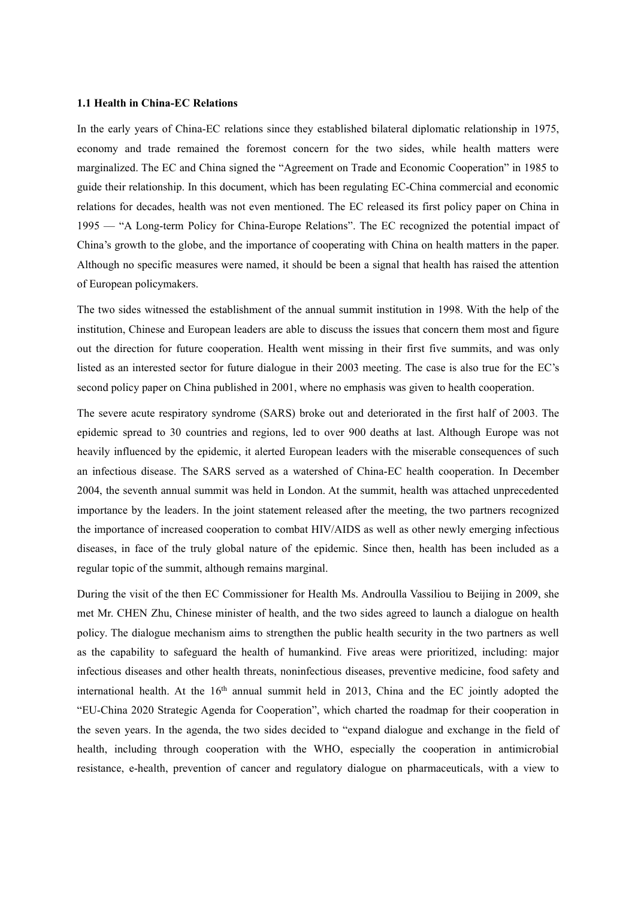### 1.1 Health in China-EC Relations

In the early years of China-EC relations since they established bilateral diplomatic relationship in 1975, economy and trade remained the foremost concern for the two sides, while health matters were marginalized. The EC and China signed the "Agreement on Trade and Economic Cooperation" in 1985 to guide their relationship. In this document, which has been regulating EC-China commercial and economic relations for decades, health was not even mentioned. The EC released its first policy paper on China in 1995 — "A Long-term Policy for China-Europe Relations". The EC recognized the potential impact of China's growth to the globe, and the importance of cooperating with China on health matters in the paper. Although no specific measures were named, it should be been a signal that health has raised the attention of European policymakers.

The two sides witnessed the establishment of the annual summit institution in 1998. With the help of the institution, Chinese and European leaders are able to discuss the issues that concern them most and figure out the direction for future cooperation. Health went missing in their first five summits, and was only listed as an interested sector for future dialogue in their 2003 meeting. The case is also true for the EC's second policy paper on China published in 2001, where no emphasis was given to health cooperation.

The severe acute respiratory syndrome (SARS) broke out and deteriorated in the first half of 2003. The epidemic spread to 30 countries and regions, led to over 900 deaths at last. Although Europe was not heavily influenced by the epidemic, it alerted European leaders with the miserable consequences of such an infectious disease. The SARS served as a watershed of China-EC health cooperation. In December 2004, the seventh annual summit was held in London. At the summit, health was attached unprecedented importance by the leaders. In the joint statement released after the meeting, the two partners recognized the importance of increased cooperation to combat HIV/AIDS as well as other newly emerging infectious diseases, in face of the truly global nature of the epidemic. Since then, health has been included as a regular topic of the summit, although remains marginal.

During the visit of the then EC Commissioner for Health Ms. Androulla Vassiliou to Beijing in 2009, she met Mr. CHEN Zhu, Chinese minister of health, and the two sides agreed to launch a dialogue on health policy. The dialogue mechanism aims to strengthen the public health security in the two partners as well as the capability to safeguard the health of humankind. Five areas were prioritized, including: major infectious diseases and other health threats, noninfectious diseases, preventive medicine, food safety and international health. At the 16th annual summit held in 2013, China and the EC jointly adopted the "EU-China 2020 Strategic Agenda for Cooperation", which charted the roadmap for their cooperation in the seven years. In the agenda, the two sides decided to "expand dialogue and exchange in the field of health, including through cooperation with the WHO, especially the cooperation in antimicrobial resistance, e-health, prevention of cancer and regulatory dialogue on pharmaceuticals, with a view to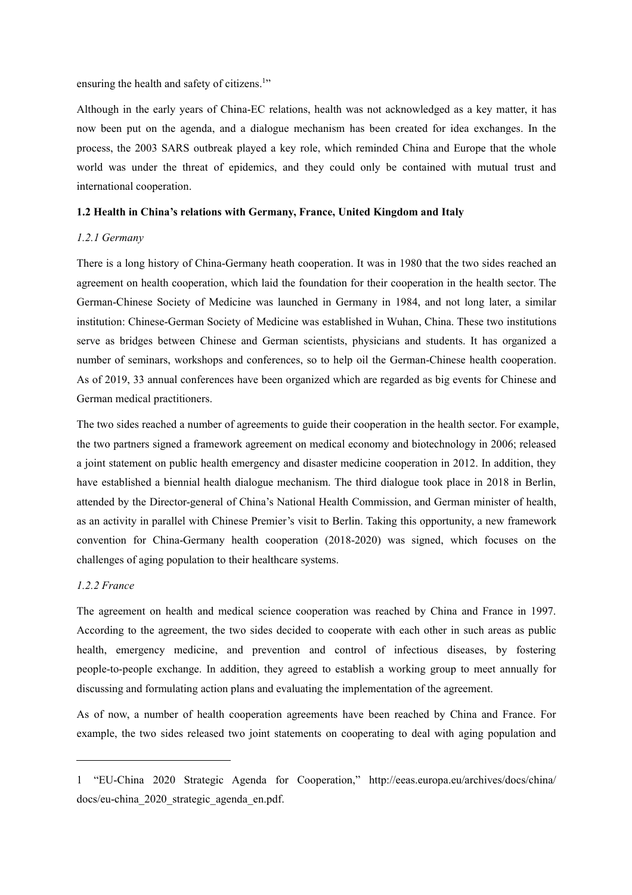ensuring the health and safety of citizens.[1]"

Although in the early years of China-EC relations, health was not acknowledged as a key matter, it has now been put on the agenda, and a dialogue mechanism has been created for idea exchanges. In the process, the 2003 SARS outbreak played a key role, which reminded China and Europe that the whole world was under the threat of epidemics, and they could only be contained with mutual trust and international cooperation.

### 1.2 Health in China's relations with Germany, France, United Kingdom and Italy

#### *1.2.1 Germany*

There is a long history of China-Germany heath cooperation. It was in 1980 that the two sides reached an agreement on health cooperation, which laid the foundation for their cooperation in the health sector. The German-Chinese Society of Medicine was launched in Germany in 1984, and not long later, a similar institution: Chinese-German Society of Medicine was established in Wuhan, China. These two institutions serve as bridges between Chinese and German scientists, physicians and students. It has organized a number of seminars, workshops and conferences, so to help oil the German-Chinese health cooperation. As of 2019, 33 annual conferences have been organized which are regarded as big events for Chinese and German medical practitioners.

The two sides reached a number of agreements to guide their cooperation in the health sector. For example, the two partners signed a framework agreement on medical economy and biotechnology in 2006; released a joint statement on public health emergency and disaster medicine cooperation in 2012. In addition, they have established a biennial health dialogue mechanism. The third dialogue took place in 2018 in Berlin, attended by the Director-general of China's National Health Commission, and German minister of health, as an activity in parallel with Chinese Premier's visit to Berlin. Taking this opportunity, a new framework convention for China-Germany health cooperation (2018-2020) was signed, which focuses on the challenges of aging population to their healthcare systems.

#### *1.2.2 France*

The agreement on health and medical science cooperation was reached by China and France in 1997. According to the agreement, the two sides decided to cooperate with each other in such areas as public health, emergency medicine, and prevention and control of infectious diseases, by fostering people-to-people exchange. In addition, they agreed to establish a working group to meet annually for discussing and formulating action plans and evaluating the implementation of the agreement.

As of now, a number of health cooperation agreements have been reached by China and France. For example, the two sides released two joint statements on cooperating to deal with aging population and

---

1 "EU-China 2020 Strategic Agenda for Cooperation," http://eeas.europa.eu/archives/docs/china/docs/eu-china_2020_strategic_agenda_en.pdf.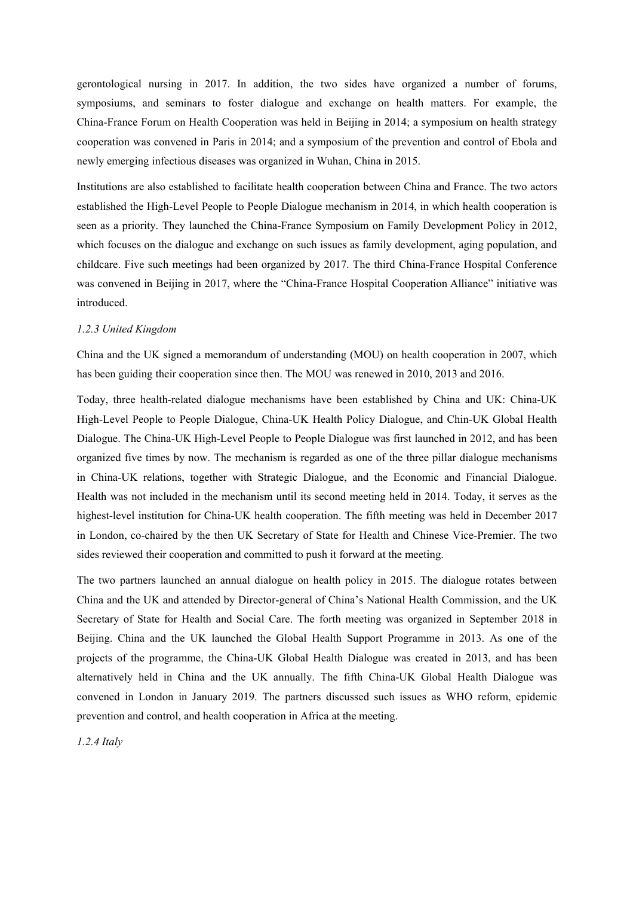gerontological nursing in 2017. In addition, the two sides have organized a number of forums, symposiums, and seminars to foster dialogue and exchange on health matters. For example, the China-France Forum on Health Cooperation was held in Beijing in 2014; a symposium on health strategy cooperation was convened in Paris in 2014; and a symposium of the prevention and control of Ebola and newly emerging infectious diseases was organized in Wuhan, China in 2015.

Institutions are also established to facilitate health cooperation between China and France. The two actors established the High-Level People to People Dialogue mechanism in 2014, in which health cooperation is seen as a priority. They launched the China-France Symposium on Family Development Policy in 2012, which focuses on the dialogue and exchange on such issues as family development, aging population, and childcare. Five such meetings had been organized by 2017. The third China-France Hospital Conference was convened in Beijing in 2017, where the "China-France Hospital Cooperation Alliance" initiative was introduced.

*1.2.3 United Kingdom*

China and the UK signed a memorandum of understanding (MOU) on health cooperation in 2007, which has been guiding their cooperation since then. The MOU was renewed in 2010, 2013 and 2016.

Today, three health-related dialogue mechanisms have been established by China and UK: China-UK High-Level People to People Dialogue, China-UK Health Policy Dialogue, and Chin-UK Global Health Dialogue. The China-UK High-Level People to People Dialogue was first launched in 2012, and has been organized five times by now. The mechanism is regarded as one of the three pillar dialogue mechanisms in China-UK relations, together with Strategic Dialogue, and the Economic and Financial Dialogue. Health was not included in the mechanism until its second meeting held in 2014. Today, it serves as the highest-level institution for China-UK health cooperation. The fifth meeting was held in December 2017 in London, co-chaired by the then UK Secretary of State for Health and Chinese Vice-Premier. The two sides reviewed their cooperation and committed to push it forward at the meeting.

The two partners launched an annual dialogue on health policy in 2015. The dialogue rotates between China and the UK and attended by Director-general of China's National Health Commission, and the UK Secretary of State for Health and Social Care. The forth meeting was organized in September 2018 in Beijing. China and the UK launched the Global Health Support Programme in 2013. As one of the projects of the programme, the China-UK Global Health Dialogue was created in 2013, and has been alternatively held in China and the UK annually. The fifth China-UK Global Health Dialogue was convened in London in January 2019. The partners discussed such issues as WHO reform, epidemic prevention and control, and health cooperation in Africa at the meeting.

*1.2.4 Italy*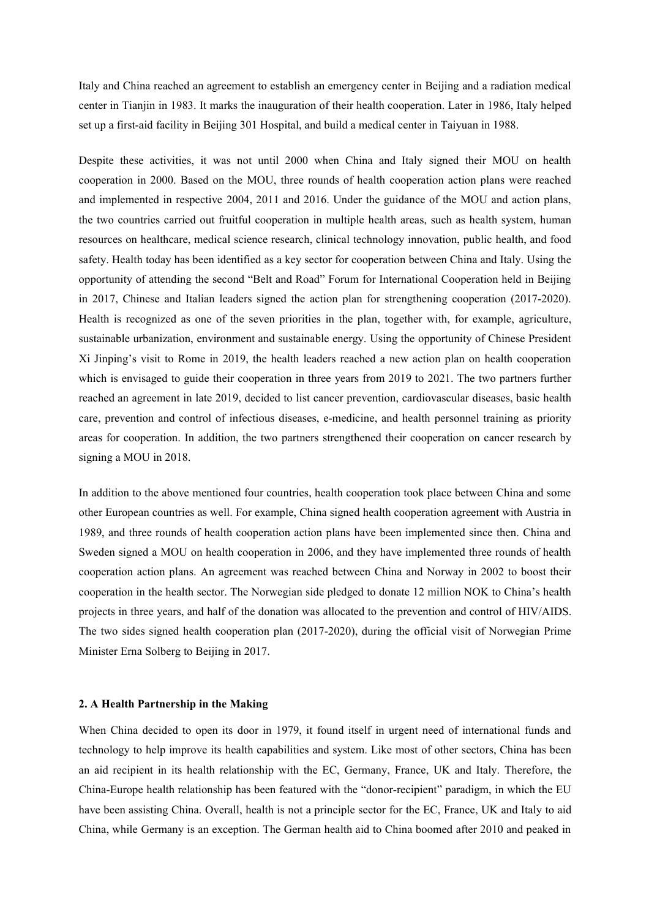Italy and China reached an agreement to establish an emergency center in Beijing and a radiation medical center in Tianjin in 1983. It marks the inauguration of their health cooperation. Later in 1986, Italy helped set up a first-aid facility in Beijing 301 Hospital, and build a medical center in Taiyuan in 1988.

Despite these activities, it was not until 2000 when China and Italy signed their MOU on health cooperation in 2000. Based on the MOU, three rounds of health cooperation action plans were reached and implemented in respective 2004, 2011 and 2016. Under the guidance of the MOU and action plans, the two countries carried out fruitful cooperation in multiple health areas, such as health system, human resources on healthcare, medical science research, clinical technology innovation, public health, and food safety. Health today has been identified as a key sector for cooperation between China and Italy. Using the opportunity of attending the second "Belt and Road" Forum for International Cooperation held in Beijing in 2017, Chinese and Italian leaders signed the action plan for strengthening cooperation (2017-2020). Health is recognized as one of the seven priorities in the plan, together with, for example, agriculture, sustainable urbanization, environment and sustainable energy. Using the opportunity of Chinese President Xi Jinping's visit to Rome in 2019, the health leaders reached a new action plan on health cooperation which is envisaged to guide their cooperation in three years from 2019 to 2021. The two partners further reached an agreement in late 2019, decided to list cancer prevention, cardiovascular diseases, basic health care, prevention and control of infectious diseases, e-medicine, and health personnel training as priority areas for cooperation. In addition, the two partners strengthened their cooperation on cancer research by signing a MOU in 2018.

In addition to the above mentioned four countries, health cooperation took place between China and some other European countries as well. For example, China signed health cooperation agreement with Austria in 1989, and three rounds of health cooperation action plans have been implemented since then. China and Sweden signed a MOU on health cooperation in 2006, and they have implemented three rounds of health cooperation action plans. An agreement was reached between China and Norway in 2002 to boost their cooperation in the health sector. The Norwegian side pledged to donate 12 million NOK to China's health projects in three years, and half of the donation was allocated to the prevention and control of HIV/AIDS. The two sides signed health cooperation plan (2017-2020), during the official visit of Norwegian Prime Minister Erna Solberg to Beijing in 2017.

## 2. A Health Partnership in the Making

When China decided to open its door in 1979, it found itself in urgent need of international funds and technology to help improve its health capabilities and system. Like most of other sectors, China has been an aid recipient in its health relationship with the EC, Germany, France, UK and Italy. Therefore, the China-Europe health relationship has been featured with the "donor-recipient" paradigm, in which the EU have been assisting China. Overall, health is not a principle sector for the EC, France, UK and Italy to aid China, while Germany is an exception. The German health aid to China boomed after 2010 and peaked in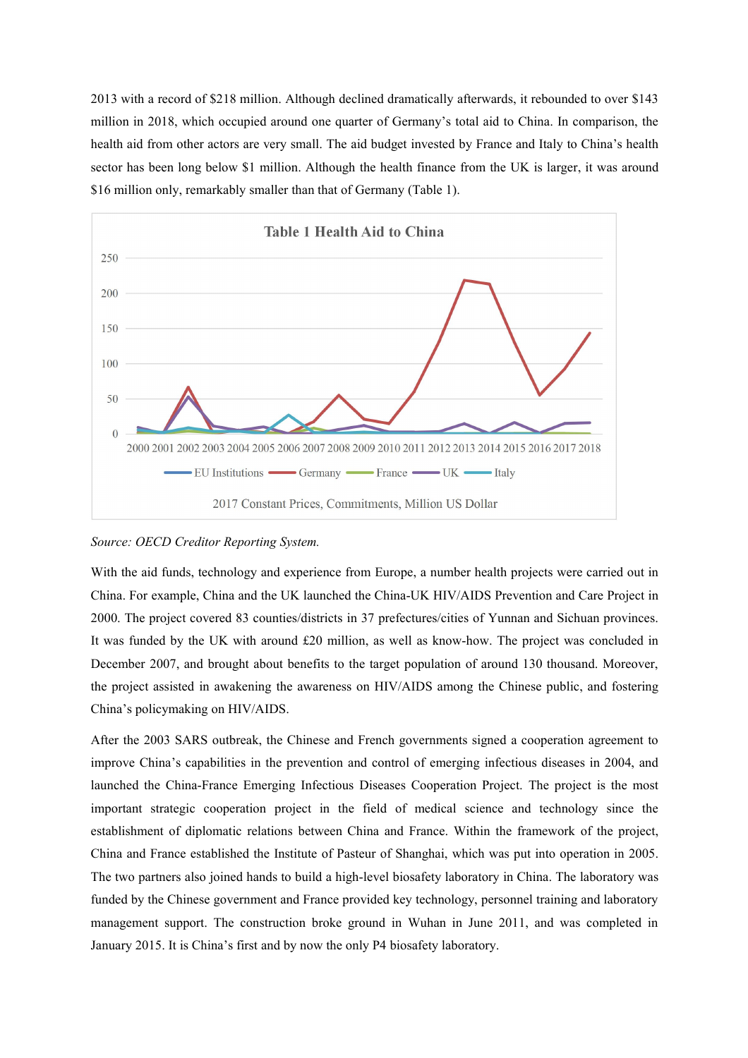2013 with a record of $218 million. Although declined dramatically afterwards, it rebounded to over $143 million in 2018, which occupied around one quarter of Germany's total aid to China. In comparison, the health aid from other actors are very small. The aid budget invested by France and Italy to China's health sector has been long below $1 million. Although the health finance from the UK is larger, it was around $16 million only, remarkably smaller than that of Germany (Table 1).

Table 1 Health Aid to China

2017 Constant Prices, Commitments, Million US Dollar

*Source: OECD Creditor Reporting System.*

With the aid funds, technology and experience from Europe, a number health projects were carried out in China. For example, China and the UK launched the China-UK HIV/AIDS Prevention and Care Project in 2000. The project covered 83 counties/districts in 37 prefectures/cities of Yunnan and Sichuan provinces. It was funded by the UK with around £20 million, as well as know-how. The project was concluded in December 2007, and brought about benefits to the target population of around 130 thousand. Moreover, the project assisted in awakening the awareness on HIV/AIDS among the Chinese public, and fostering China's policymaking on HIV/AIDS.

After the 2003 SARS outbreak, the Chinese and French governments signed a cooperation agreement to improve China's capabilities in the prevention and control of emerging infectious diseases in 2004, and launched the China-France Emerging Infectious Diseases Cooperation Project. The project is the most important strategic cooperation project in the field of medical science and technology since the establishment of diplomatic relations between China and France. Within the framework of the project, China and France established the Institute of Pasteur of Shanghai, which was put into operation in 2005. The two partners also joined hands to build a high-level biosafety laboratory in China. The laboratory was funded by the Chinese government and France provided key technology, personnel training and laboratory management support. The construction broke ground in Wuhan in June 2011, and was completed in January 2015. It is China's first and by now the only P4 biosafety laboratory.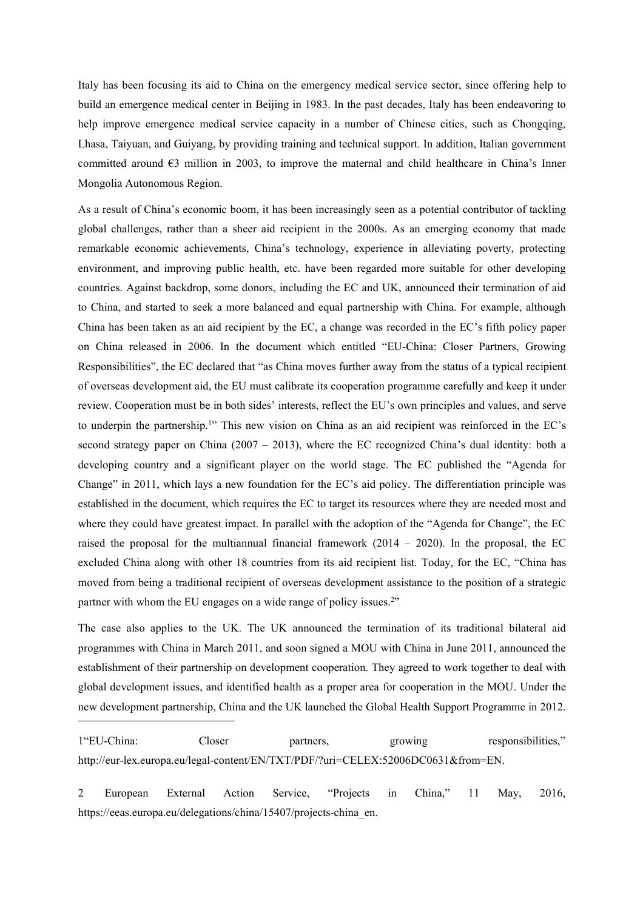Italy has been focusing its aid to China on the emergency medical service sector, since offering help to build an emergence medical center in Beijing in 1983. In the past decades, Italy has been endeavoring to help improve emergence medical service capacity in a number of Chinese cities, such as Chongqing, Lhasa, Taiyuan, and Guiyang, by providing training and technical support. In addition, Italian government committed around €3 million in 2003, to improve the maternal and child healthcare in China's Inner Mongolia Autonomous Region.

As a result of China's economic boom, it has been increasingly seen as a potential contributor of tackling global challenges, rather than a sheer aid recipient in the 2000s. As an emerging economy that made remarkable economic achievements, China's technology, experience in alleviating poverty, protecting environment, and improving public health, etc. have been regarded more suitable for other developing countries. Against backdrop, some donors, including the EC and UK, announced their termination of aid to China, and started to seek a more balanced and equal partnership with China. For example, although China has been taken as an aid recipient by the EC, a change was recorded in the EC's fifth policy paper on China released in 2006. In the document which entitled "EU-China: Closer Partners, Growing Responsibilities", the EC declared that "as China moves further away from the status of a typical recipient of overseas development aid, the EU must calibrate its cooperation programme carefully and keep it under review. Cooperation must be in both sides' interests, reflect the EU's own principles and values, and serve to underpin the partnership.[1]" This new vision on China as an aid recipient was reinforced in the EC's second strategy paper on China (2007 – 2013), where the EC recognized China's dual identity: both a developing country and a significant player on the world stage. The EC published the "Agenda for Change" in 2011, which lays a new foundation for the EC's aid policy. The differentiation principle was established in the document, which requires the EC to target its resources where they are needed most and where they could have greatest impact. In parallel with the adoption of the "Agenda for Change", the EC raised the proposal for the multiannual financial framework (2014 – 2020). In the proposal, the EC excluded China along with other 18 countries from its aid recipient list. Today, for the EC, "China has moved from being a traditional recipient of overseas development assistance to the position of a strategic partner with whom the EU engages on a wide range of policy issues.[2]"

The case also applies to the UK. The UK announced the termination of its traditional bilateral aid programmes with China in March 2011, and soon signed a MOU with China in June 2011, announced the establishment of their partnership on development cooperation. They agreed to work together to deal with global development issues, and identified health as a proper area for cooperation in the MOU. Under the new development partnership, China and the UK launched the Global Health Support Programme in 2012.

---

1 "EU-China: Closer partners, growing responsibilities," http://eur-lex.europa.eu/legal-content/EN/TXT/PDF/?uri=CELEX:52006DC0631&from=EN.

2 European External Action Service, "Projects in China," 11 May, 2016, https://eeas.europa.eu/delegations/china/15407/projects-china_en.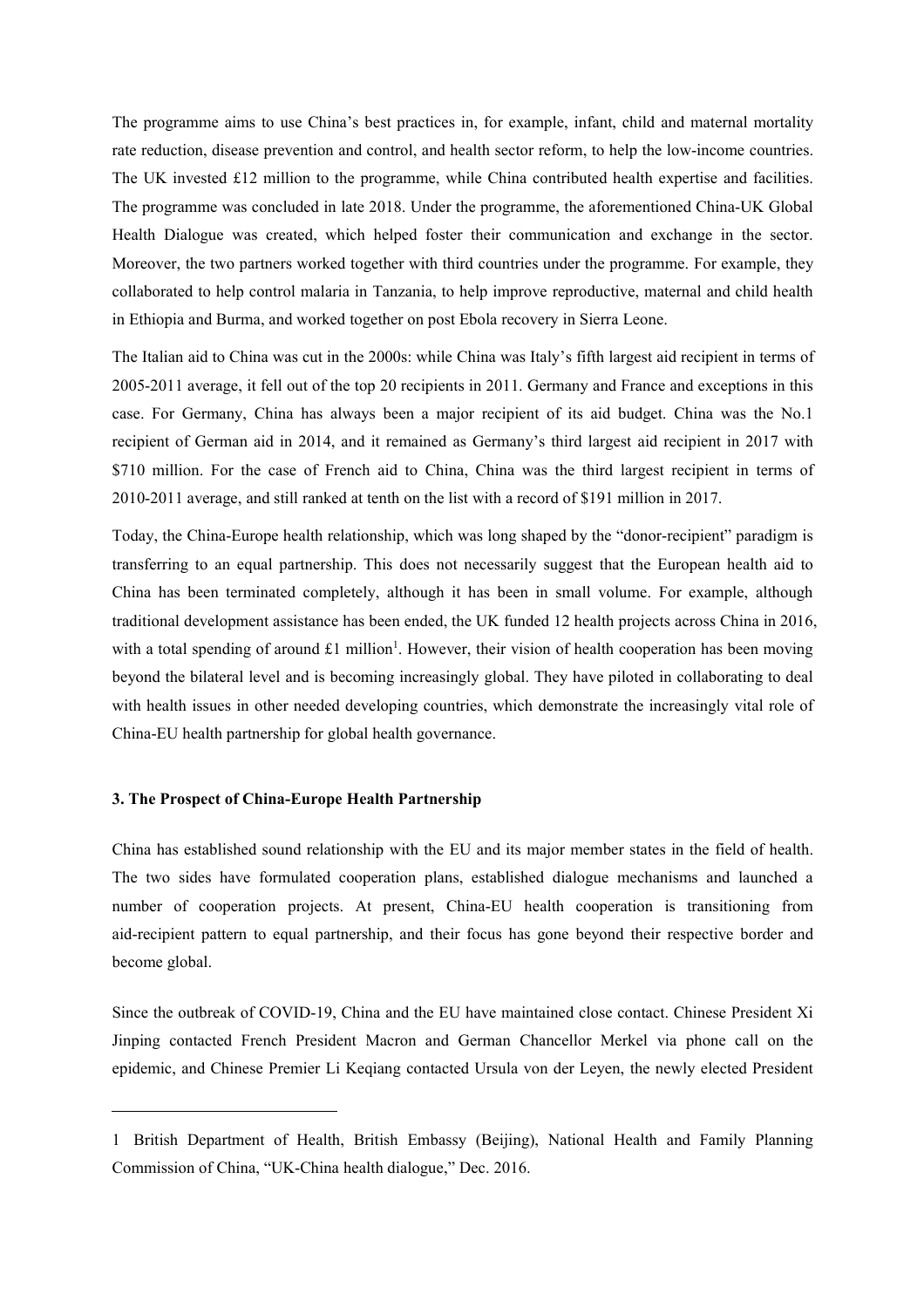The programme aims to use China's best practices in, for example, infant, child and maternal mortality rate reduction, disease prevention and control, and health sector reform, to help the low-income countries. The UK invested £12 million to the programme, while China contributed health expertise and facilities. The programme was concluded in late 2018. Under the programme, the aforementioned China-UK Global Health Dialogue was created, which helped foster their communication and exchange in the sector. Moreover, the two partners worked together with third countries under the programme. For example, they collaborated to help control malaria in Tanzania, to help improve reproductive, maternal and child health in Ethiopia and Burma, and worked together on post Ebola recovery in Sierra Leone.

The Italian aid to China was cut in the 2000s: while China was Italy's fifth largest aid recipient in terms of 2005-2011 average, it fell out of the top 20 recipients in 2011. Germany and France and exceptions in this case. For Germany, China has always been a major recipient of its aid budget. China was the No.1 recipient of German aid in 2014, and it remained as Germany's third largest aid recipient in 2017 with $710 million. For the case of French aid to China, China was the third largest recipient in terms of 2010-2011 average, and still ranked at tenth on the list with a record of $191 million in 2017.

Today, the China-Europe health relationship, which was long shaped by the "donor-recipient" paradigm is transferring to an equal partnership. This does not necessarily suggest that the European health aid to China has been terminated completely, although it has been in small volume. For example, although traditional development assistance has been ended, the UK funded 12 health projects across China in 2016, with a total spending of around £1 million[1]. However, their vision of health cooperation has been moving beyond the bilateral level and is becoming increasingly global. They have piloted in collaborating to deal with health issues in other needed developing countries, which demonstrate the increasingly vital role of China-EU health partnership for global health governance.

### 3. The Prospect of China-Europe Health Partnership

China has established sound relationship with the EU and its major member states in the field of health. The two sides have formulated cooperation plans, established dialogue mechanisms and launched a number of cooperation projects. At present, China-EU health cooperation is transitioning from aid-recipient pattern to equal partnership, and their focus has gone beyond their respective border and become global.

Since the outbreak of COVID-19, China and the EU have maintained close contact. Chinese President Xi Jinping contacted French President Macron and German Chancellor Merkel via phone call on the epidemic, and Chinese Premier Li Keqiang contacted Ursula von der Leyen, the newly elected President

---

1 British Department of Health, British Embassy (Beijing), National Health and Family Planning Commission of China, "UK-China health dialogue," Dec. 2016.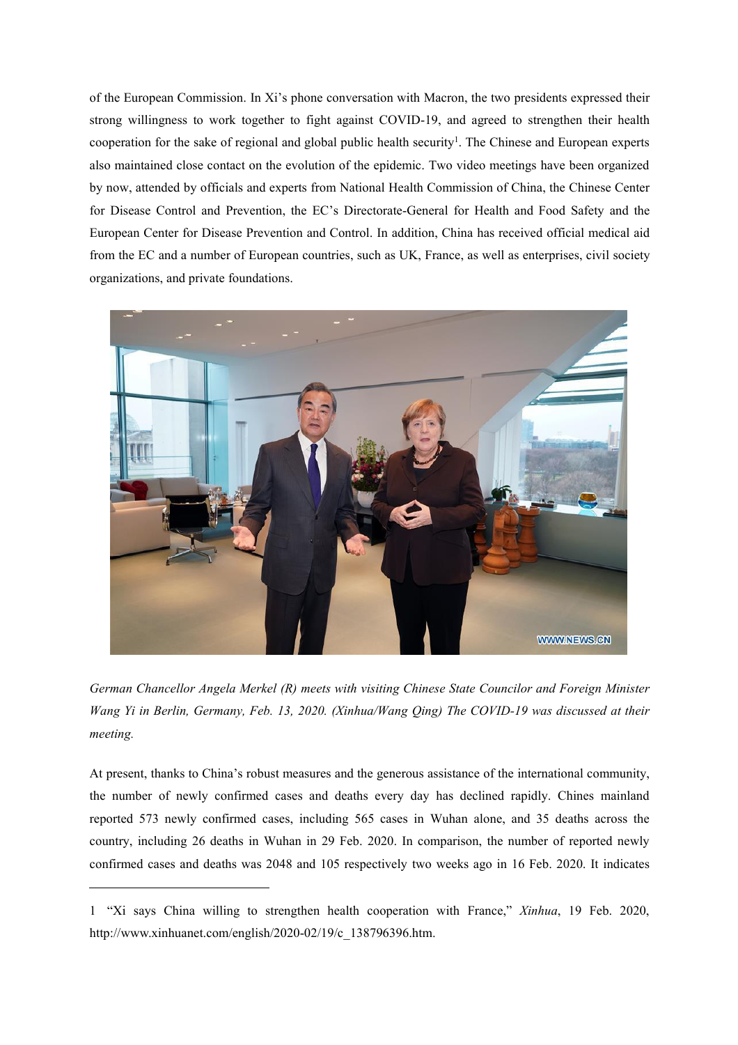of the European Commission. In Xi's phone conversation with Macron, the two presidents expressed their strong willingness to work together to fight against COVID-19, and agreed to strengthen their health cooperation for the sake of regional and global public health security[1]. The Chinese and European experts also maintained close contact on the evolution of the epidemic. Two video meetings have been organized by now, attended by officials and experts from National Health Commission of China, the Chinese Center for Disease Control and Prevention, the EC's Directorate-General for Health and Food Safety and the European Center for Disease Prevention and Control. In addition, China has received official medical aid from the EC and a number of European countries, such as UK, France, as well as enterprises, civil society organizations, and private foundations.

*German Chancellor Angela Merkel (R) meets with visiting Chinese State Councilor and Foreign Minister Wang Yi in Berlin, Germany, Feb. 13, 2020. (Xinhua/Wang Qing) The COVID-19 was discussed at their meeting.*

At present, thanks to China's robust measures and the generous assistance of the international community, the number of newly confirmed cases and deaths every day has declined rapidly. Chines mainland reported 573 newly confirmed cases, including 565 cases in Wuhan alone, and 35 deaths across the country, including 26 deaths in Wuhan in 29 Feb. 2020. In comparison, the number of reported newly confirmed cases and deaths was 2048 and 105 respectively two weeks ago in 16 Feb. 2020. It indicates

---

1 "Xi says China willing to strengthen health cooperation with France," *Xinhua*, 19 Feb. 2020, http://www.xinhuanet.com/english/2020-02/19/c_138796396.htm.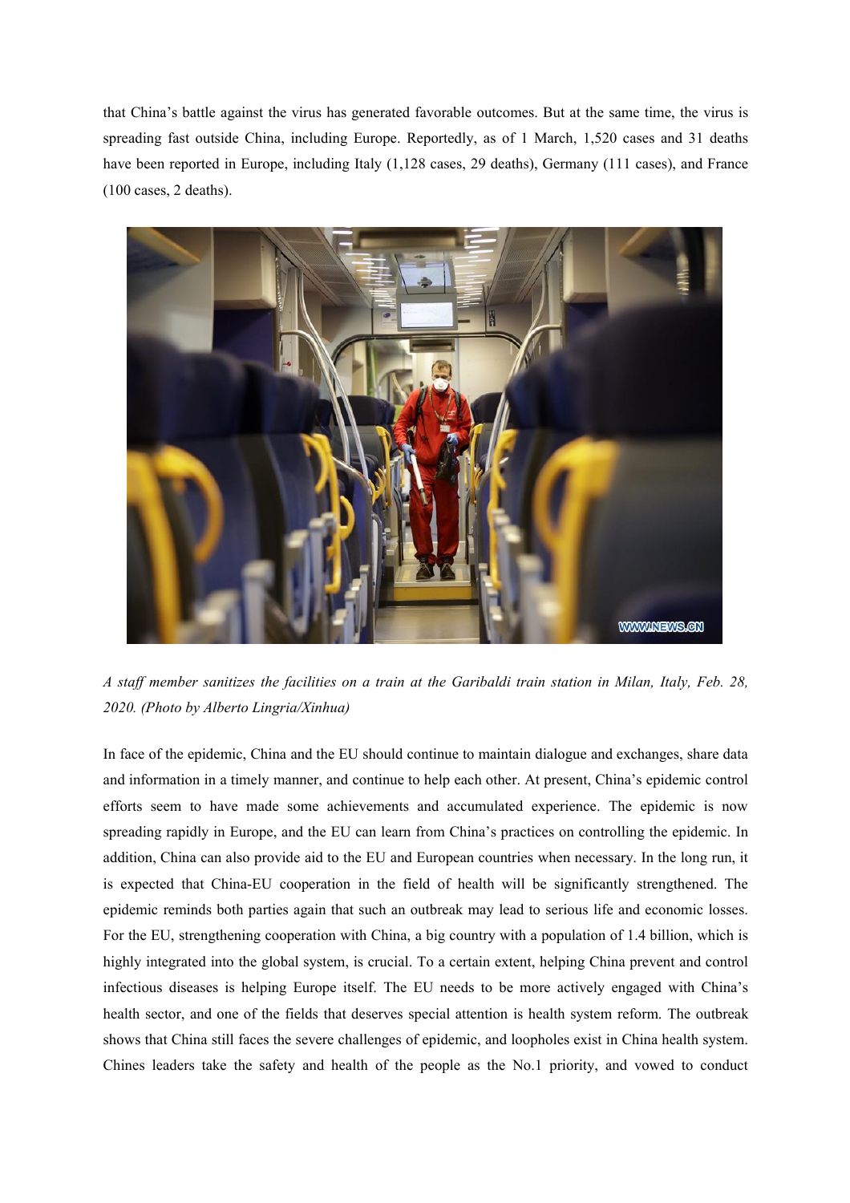that China's battle against the virus has generated favorable outcomes. But at the same time, the virus is spreading fast outside China, including Europe. Reportedly, as of 1 March, 1,520 cases and 31 deaths have been reported in Europe, including Italy (1,128 cases, 29 deaths), Germany (111 cases), and France (100 cases, 2 deaths).

*A staff member sanitizes the facilities on a train at the Garibaldi train station in Milan, Italy, Feb. 28, 2020. (Photo by Alberto Lingria/Xinhua)*

In face of the epidemic, China and the EU should continue to maintain dialogue and exchanges, share data and information in a timely manner, and continue to help each other. At present, China's epidemic control efforts seem to have made some achievements and accumulated experience. The epidemic is now spreading rapidly in Europe, and the EU can learn from China's practices on controlling the epidemic. In addition, China can also provide aid to the EU and European countries when necessary. In the long run, it is expected that China-EU cooperation in the field of health will be significantly strengthened. The epidemic reminds both parties again that such an outbreak may lead to serious life and economic losses. For the EU, strengthening cooperation with China, a big country with a population of 1.4 billion, which is highly integrated into the global system, is crucial. To a certain extent, helping China prevent and control infectious diseases is helping Europe itself. The EU needs to be more actively engaged with China's health sector, and one of the fields that deserves special attention is health system reform. The outbreak shows that China still faces the severe challenges of epidemic, and loopholes exist in China health system. Chines leaders take the safety and health of the people as the No.1 priority, and vowed to conduct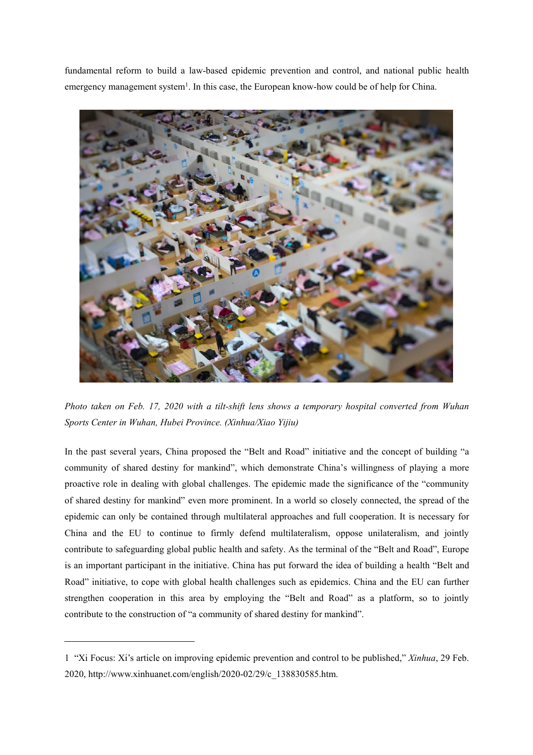fundamental reform to build a law-based epidemic prevention and control, and national public health emergency management system[1]. In this case, the European know-how could be of help for China.

*Photo taken on Feb. 17, 2020 with a tilt-shift lens shows a temporary hospital converted from Wuhan Sports Center in Wuhan, Hubei Province. (Xinhua/Xiao Yijiu)*

In the past several years, China proposed the "Belt and Road" initiative and the concept of building "a community of shared destiny for mankind", which demonstrate China's willingness of playing a more proactive role in dealing with global challenges. The epidemic made the significance of the "community of shared destiny for mankind" even more prominent. In a world so closely connected, the spread of the epidemic can only be contained through multilateral approaches and full cooperation. It is necessary for China and the EU to continue to firmly defend multilateralism, oppose unilateralism, and jointly contribute to safeguarding global public health and safety. As the terminal of the "Belt and Road", Europe is an important participant in the initiative. China has put forward the idea of building a health "Belt and Road" initiative, to cope with global health challenges such as epidemics. China and the EU can further strengthen cooperation in this area by employing the "Belt and Road" as a platform, so to jointly contribute to the construction of "a community of shared destiny for mankind".

---

1 "Xi Focus: Xi's article on improving epidemic prevention and control to be published," *Xinhua*, 29 Feb. 2020, http://www.xinhuanet.com/english/2020-02/29/c_138830585.htm.